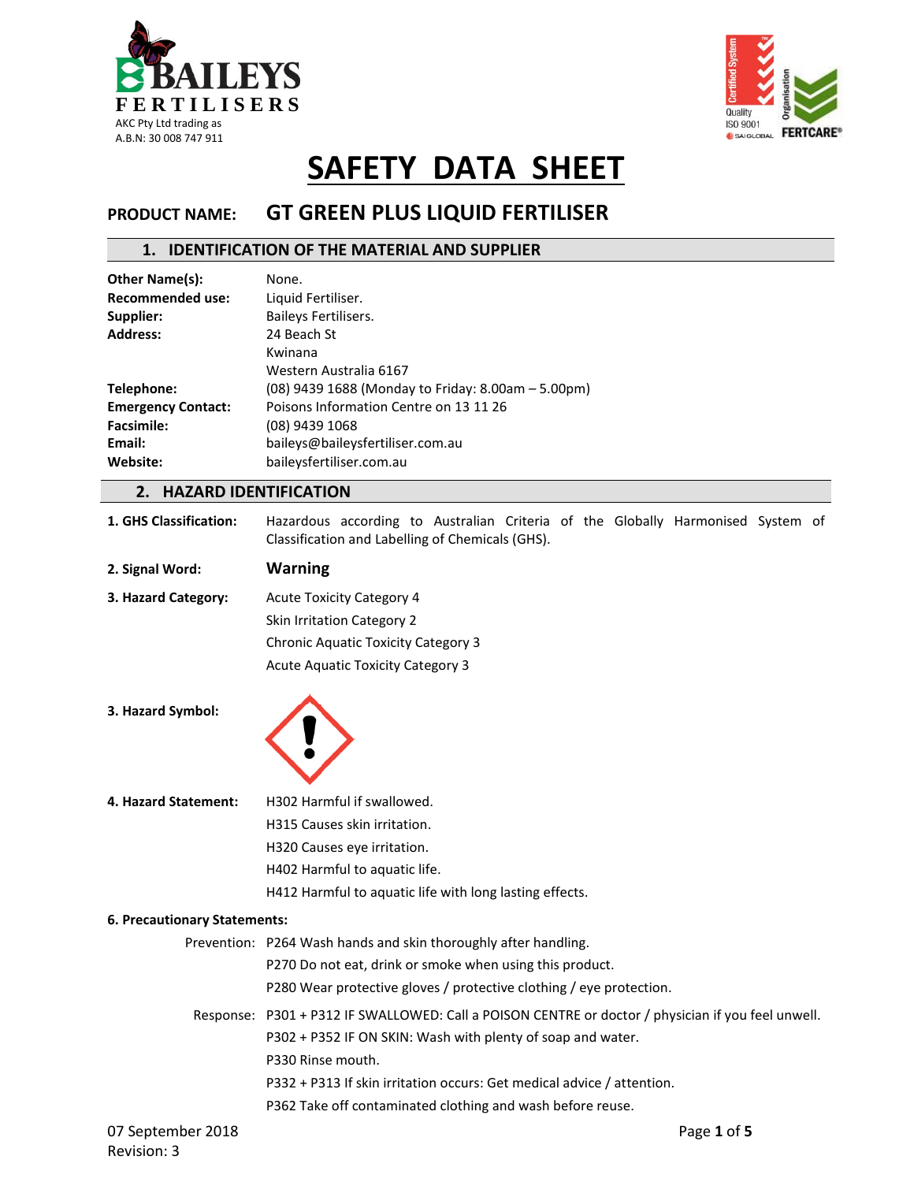BAILEYS FERTILISERS

AKC Pty Ltd trading as
A.B.N: 30 008 747 911

# SAFETY DATA SHEET

## PRODUCT NAME: GT GREEN PLUS LIQUID FERTILISER

### 1. IDENTIFICATION OF THE MATERIAL AND SUPPLIER

| | |
|---|---|
| **Other Name(s):** | None. |
| **Recommended use:** | Liquid Fertiliser. |
| **Supplier:** | Baileys Fertilisers. |
| **Address:** | 24 Beach St<br>Kwinana<br>Western Australia 6167 |
| **Telephone:** | (08) 9439 1688 (Monday to Friday: 8.00am – 5.00pm) |
| **Emergency Contact:** | Poisons Information Centre on 13 11 26 |
| **Facsimile:** | (08) 9439 1068 |
| **Email:** | baileys@baileysfertiliser.com.au |
| **Website:** | baileysfertiliser.com.au |

### 2. HAZARD IDENTIFICATION

**1. GHS Classification:** Hazardous according to Australian Criteria of the Globally Harmonised System of Classification and Labelling of Chemicals (GHS).

**2. Signal Word:** **Warning**

**3. Hazard Category:**
- Acute Toxicity Category 4
- Skin Irritation Category 2
- Chronic Aquatic Toxicity Category 3
- Acute Aquatic Toxicity Category 3

**3. Hazard Symbol:**

**4. Hazard Statement:**
- H302 Harmful if swallowed.
- H315 Causes skin irritation.
- H320 Causes eye irritation.
- H402 Harmful to aquatic life.
- H412 Harmful to aquatic life with long lasting effects.

**6. Precautionary Statements:**

Prevention:
- P264 Wash hands and skin thoroughly after handling.
- P270 Do not eat, drink or smoke when using this product.
- P280 Wear protective gloves / protective clothing / eye protection.

Response:
- P301 + P312 IF SWALLOWED: Call a POISON CENTRE or doctor / physician if you feel unwell.
- P302 + P352 IF ON SKIN: Wash with plenty of soap and water.
- P330 Rinse mouth.
- P332 + P313 If skin irritation occurs: Get medical advice / attention.
- P362 Take off contaminated clothing and wash before reuse.

07 September 2018
Revision: 3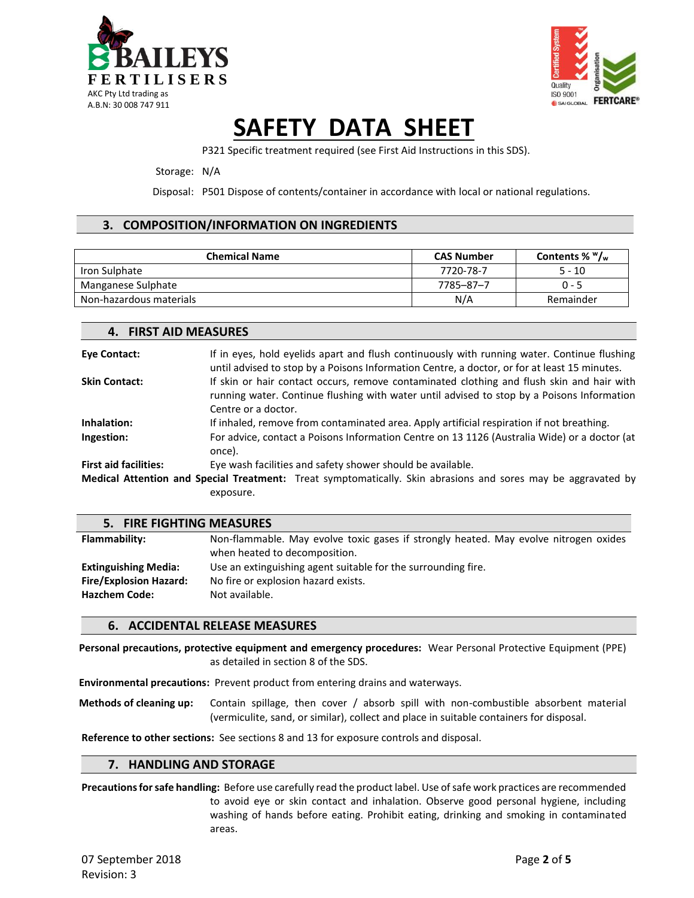# SAFETY DATA SHEET

P321 Specific treatment required (see First Aid Instructions in this SDS).

Storage: N/A

Disposal: P501 Dispose of contents/container in accordance with local or national regulations.

## 3. COMPOSITION/INFORMATION ON INGREDIENTS

| Chemical Name | CAS Number | Contents % $^{w}/_{w}$ |
|---|---|---|
| Iron Sulphate | 7720-78-7 | 5 - 10 |
| Manganese Sulphate | 7785–87–7 | 0 - 5 |
| Non-hazardous materials | N/A | Remainder |

## 4. FIRST AID MEASURES

**Eye Contact:** If in eyes, hold eyelids apart and flush continuously with running water. Continue flushing until advised to stop by a Poisons Information Centre, a doctor, or for at least 15 minutes.

**Skin Contact:** If skin or hair contact occurs, remove contaminated clothing and flush skin and hair with running water. Continue flushing with water until advised to stop by a Poisons Information Centre or a doctor.

**Inhalation:** If inhaled, remove from contaminated area. Apply artificial respiration if not breathing.

**Ingestion:** For advice, contact a Poisons Information Centre on 13 1126 (Australia Wide) or a doctor (at once).

**First aid facilities:** Eye wash facilities and safety shower should be available.

**Medical Attention and Special Treatment:** Treat symptomatically. Skin abrasions and sores may be aggravated by exposure.

## 5. FIRE FIGHTING MEASURES

**Flammability:** Non-flammable. May evolve toxic gases if strongly heated. May evolve nitrogen oxides when heated to decomposition.

**Extinguishing Media:** Use an extinguishing agent suitable for the surrounding fire.

**Fire/Explosion Hazard:** No fire or explosion hazard exists.

**Hazchem Code:** Not available.

## 6. ACCIDENTAL RELEASE MEASURES

**Personal precautions, protective equipment and emergency procedures:** Wear Personal Protective Equipment (PPE) as detailed in section 8 of the SDS.

**Environmental precautions:** Prevent product from entering drains and waterways.

**Methods of cleaning up:** Contain spillage, then cover / absorb spill with non-combustible absorbent material (vermiculite, sand, or similar), collect and place in suitable containers for disposal.

**Reference to other sections:** See sections 8 and 13 for exposure controls and disposal.

## 7. HANDLING AND STORAGE

**Precautions for safe handling:** Before use carefully read the product label. Use of safe work practices are recommended to avoid eye or skin contact and inhalation. Observe good personal hygiene, including washing of hands before eating. Prohibit eating, drinking and smoking in contaminated areas.

07 September 2018
Revision: 3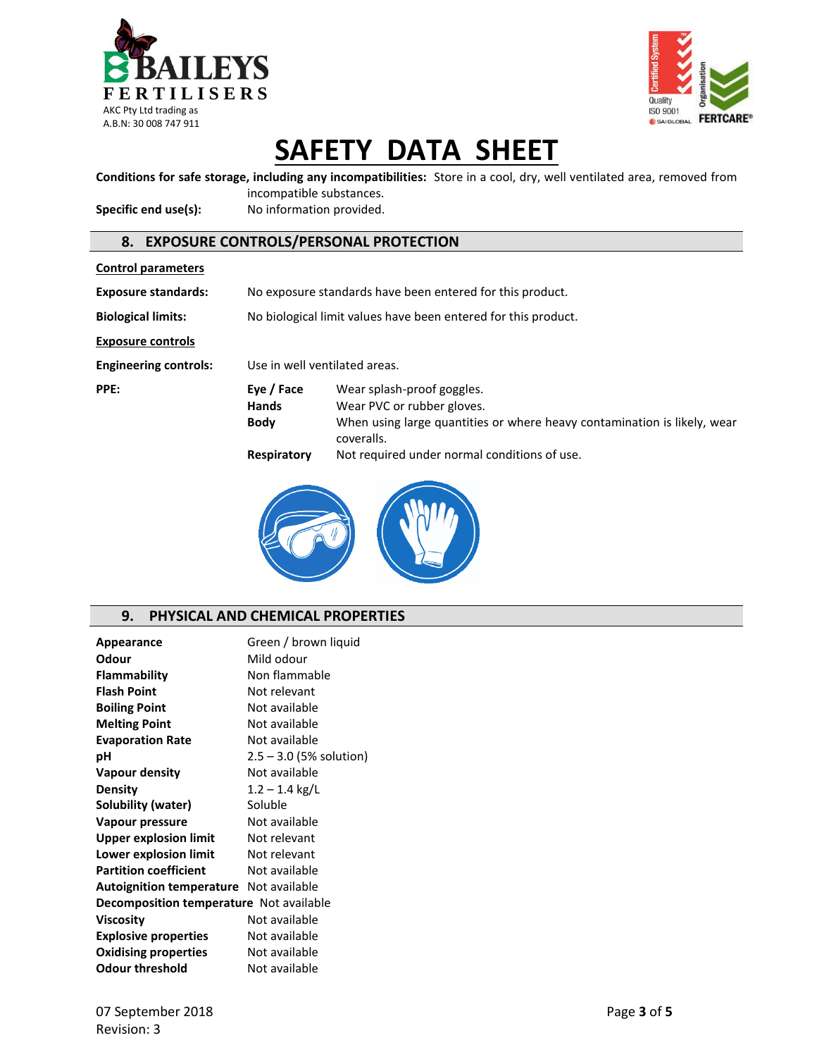**Conditions for safe storage, including any incompatibilities:** Store in a cool, dry, well ventilated area, removed from incompatible substances.

**Specific end use(s):** No information provided.

## 8. EXPOSURE CONTROLS/PERSONAL PROTECTION

**Control parameters**

**Exposure standards:** No exposure standards have been entered for this product.

**Biological limits:** No biological limit values have been entered for this product.

**Exposure controls**

**Engineering controls:** Use in well ventilated areas.

**PPE:**

| | |
|---|---|
| **Eye / Face** | Wear splash-proof goggles. |
| **Hands** | Wear PVC or rubber gloves. |
| **Body** | When using large quantities or where heavy contamination is likely, wear coveralls. |
| **Respiratory** | Not required under normal conditions of use. |

## 9. PHYSICAL AND CHEMICAL PROPERTIES

| | |
|---|---|
| **Appearance** | Green / brown liquid |
| **Odour** | Mild odour |
| **Flammability** | Non flammable |
| **Flash Point** | Not relevant |
| **Boiling Point** | Not available |
| **Melting Point** | Not available |
| **Evaporation Rate** | Not available |
| **pH** | 2.5 – 3.0 (5% solution) |
| **Vapour density** | Not available |
| **Density** | 1.2 – 1.4 kg/L |
| **Solubility (water)** | Soluble |
| **Vapour pressure** | Not available |
| **Upper explosion limit** | Not relevant |
| **Lower explosion limit** | Not relevant |
| **Partition coefficient** | Not available |
| **Autoignition temperature** | Not available |
| **Decomposition temperature** | Not available |
| **Viscosity** | Not available |
| **Explosive properties** | Not available |
| **Oxidising properties** | Not available |
| **Odour threshold** | Not available |

07 September 2018
Revision: 3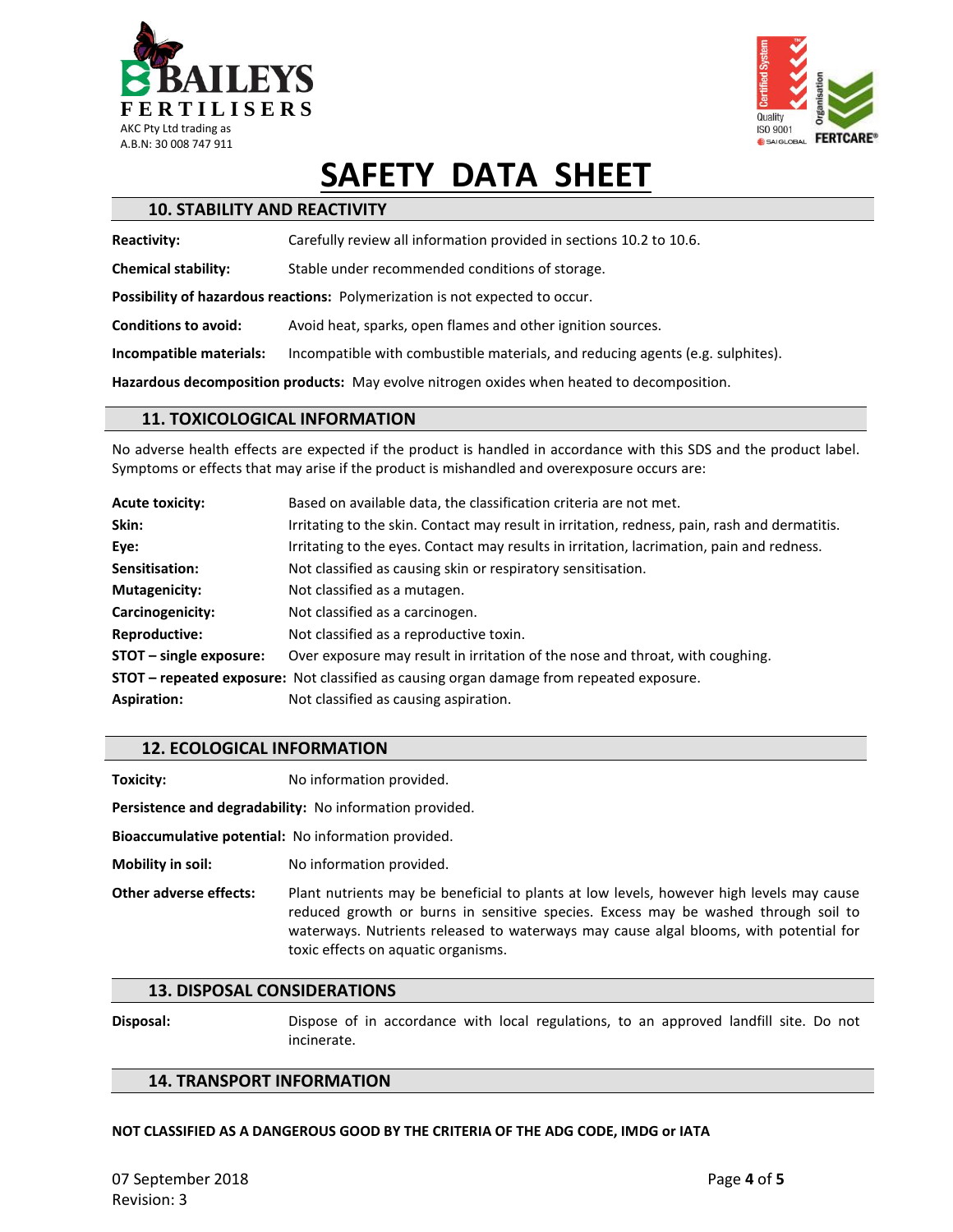# SAFETY DATA SHEET

## 10. STABILITY AND REACTIVITY

**Reactivity:** Carefully review all information provided in sections 10.2 to 10.6.

**Chemical stability:** Stable under recommended conditions of storage.

**Possibility of hazardous reactions:** Polymerization is not expected to occur.

**Conditions to avoid:** Avoid heat, sparks, open flames and other ignition sources.

**Incompatible materials:** Incompatible with combustible materials, and reducing agents (e.g. sulphites).

**Hazardous decomposition products:** May evolve nitrogen oxides when heated to decomposition.

## 11. TOXICOLOGICAL INFORMATION

No adverse health effects are expected if the product is handled in accordance with this SDS and the product label. Symptoms or effects that may arise if the product is mishandled and overexposure occurs are:

**Acute toxicity:** Based on available data, the classification criteria are not met.

**Skin:** Irritating to the skin. Contact may result in irritation, redness, pain, rash and dermatitis.

**Eye:** Irritating to the eyes. Contact may results in irritation, lacrimation, pain and redness.

**Sensitisation:** Not classified as causing skin or respiratory sensitisation.

**Mutagenicity:** Not classified as a mutagen.

**Carcinogenicity:** Not classified as a carcinogen.

**Reproductive:** Not classified as a reproductive toxin.

**STOT – single exposure:** Over exposure may result in irritation of the nose and throat, with coughing.

**STOT – repeated exposure:** Not classified as causing organ damage from repeated exposure.

**Aspiration:** Not classified as causing aspiration.

## 12. ECOLOGICAL INFORMATION

**Toxicity:** No information provided.

**Persistence and degradability:** No information provided.

**Bioaccumulative potential:** No information provided.

**Mobility in soil:** No information provided.

**Other adverse effects:** Plant nutrients may be beneficial to plants at low levels, however high levels may cause reduced growth or burns in sensitive species. Excess may be washed through soil to waterways. Nutrients released to waterways may cause algal blooms, with potential for toxic effects on aquatic organisms.

## 13. DISPOSAL CONSIDERATIONS

**Disposal:** Dispose of in accordance with local regulations, to an approved landfill site. Do not incinerate.

## 14. TRANSPORT INFORMATION

**NOT CLASSIFIED AS A DANGEROUS GOOD BY THE CRITERIA OF THE ADG CODE, IMDG or IATA**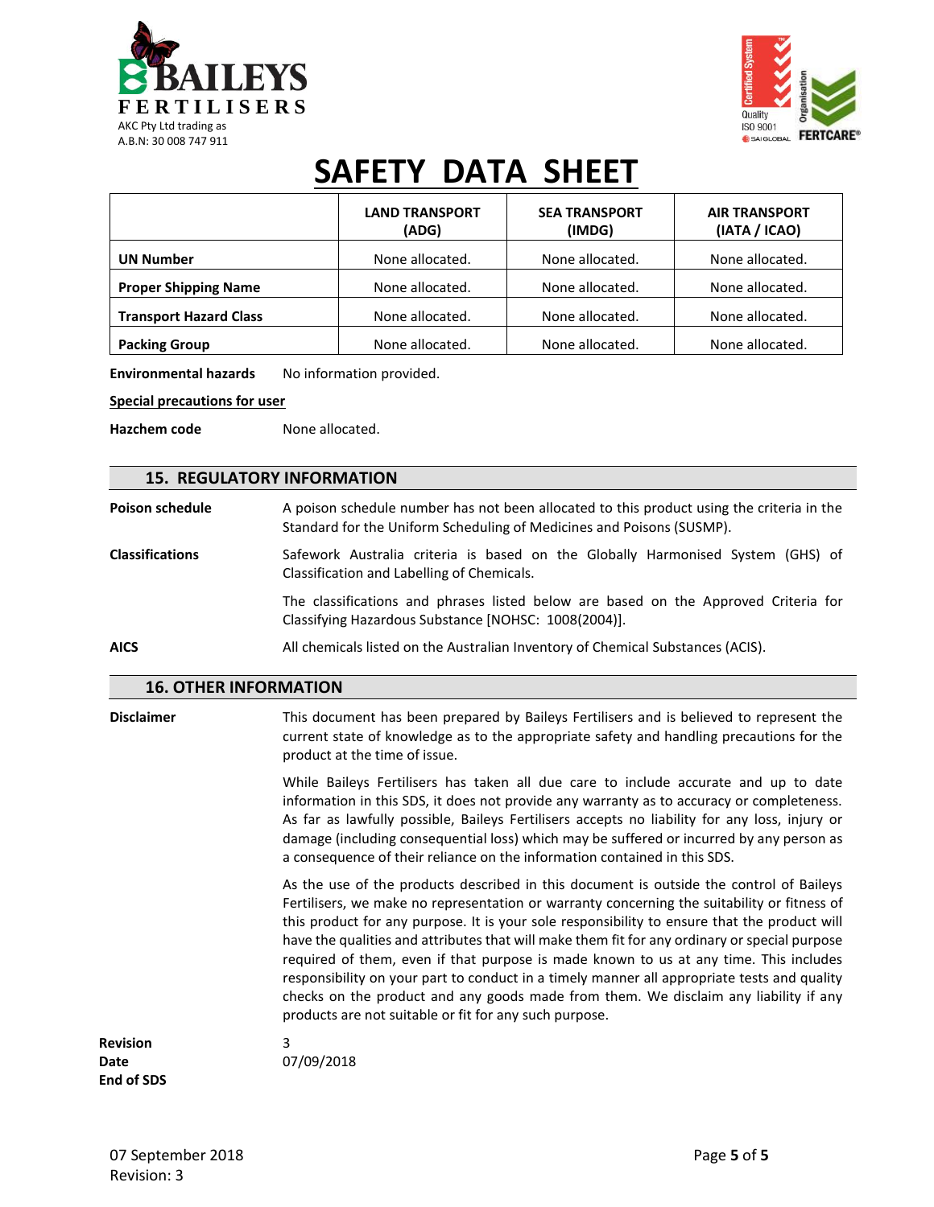**BAILEYS FERTILISERS**
AKC Pty Ltd trading as
A.B.N: 30 008 747 911

# SAFETY DATA SHEET

| | LAND TRANSPORT (ADG) | SEA TRANSPORT (IMDG) | AIR TRANSPORT (IATA / ICAO) |
|---|---|---|---|
| **UN Number** | None allocated. | None allocated. | None allocated. |
| **Proper Shipping Name** | None allocated. | None allocated. | None allocated. |
| **Transport Hazard Class** | None allocated. | None allocated. | None allocated. |
| **Packing Group** | None allocated. | None allocated. | None allocated. |

**Environmental hazards** No information provided.

**Special precautions for user**

**Hazchem code** None allocated.

## 15. REGULATORY INFORMATION

**Poison schedule** A poison schedule number has not been allocated to this product using the criteria in the Standard for the Uniform Scheduling of Medicines and Poisons (SUSMP).

**Classifications** Safework Australia criteria is based on the Globally Harmonised System (GHS) of Classification and Labelling of Chemicals.

The classifications and phrases listed below are based on the Approved Criteria for Classifying Hazardous Substance [NOHSC: 1008(2004)].

**AICS** All chemicals listed on the Australian Inventory of Chemical Substances (ACIS).

## 16. OTHER INFORMATION

**Disclaimer** This document has been prepared by Baileys Fertilisers and is believed to represent the current state of knowledge as to the appropriate safety and handling precautions for the product at the time of issue.

While Baileys Fertilisers has taken all due care to include accurate and up to date information in this SDS, it does not provide any warranty as to accuracy or completeness. As far as lawfully possible, Baileys Fertilisers accepts no liability for any loss, injury or damage (including consequential loss) which may be suffered or incurred by any person as a consequence of their reliance on the information contained in this SDS.

As the use of the products described in this document is outside the control of Baileys Fertilisers, we make no representation or warranty concerning the suitability or fitness of this product for any purpose. It is your sole responsibility to ensure that the product will have the qualities and attributes that will make them fit for any ordinary or special purpose required of them, even if that purpose is made known to us at any time. This includes responsibility on your part to conduct in a timely manner all appropriate tests and quality checks on the product and any goods made from them. We disclaim any liability if any products are not suitable or fit for any such purpose.

**Revision** 3
**Date** 07/09/2018
**End of SDS**